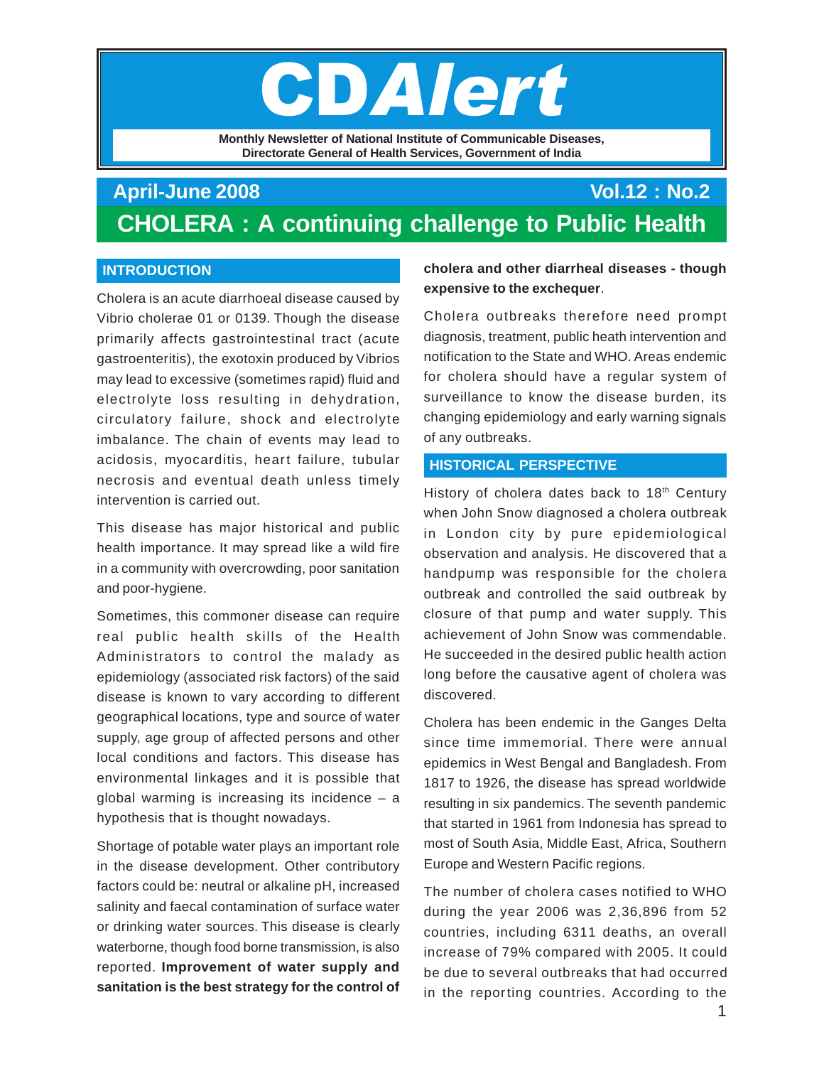# CDAlert

**Monthly Newsletter of National Institute of Communicable Diseases, Directorate General of Health Services, Government of India**

**April-June 2008** **Vol.12 : No.2**

# CHOLERA : A continuing challenge to Public Health

## INTRODUCTION

Cholera is an acute diarrhoeal disease caused by Vibrio cholerae 01 or 0139. Though the disease primarily affects gastrointestinal tract (acute gastroenteritis), the exotoxin produced by Vibrios may lead to excessive (sometimes rapid) fluid and electrolyte loss resulting in dehydration, circulatory failure, shock and electrolyte imbalance. The chain of events may lead to acidosis, myocarditis, heart failure, tubular necrosis and eventual death unless timely intervention is carried out.

This disease has major historical and public health importance. It may spread like a wild fire in a community with overcrowding, poor sanitation and poor-hygiene.

Sometimes, this commoner disease can require real public health skills of the Health Administrators to control the malady as epidemiology (associated risk factors) of the said disease is known to vary according to different geographical locations, type and source of water supply, age group of affected persons and other local conditions and factors. This disease has environmental linkages and it is possible that global warming is increasing its incidence – a hypothesis that is thought nowadays.

Shortage of potable water plays an important role in the disease development. Other contributory factors could be: neutral or alkaline pH, increased salinity and faecal contamination of surface water or drinking water sources. This disease is clearly waterborne, though food borne transmission, is also reported. **Improvement of water supply and sanitation is the best strategy for the control of cholera and other diarrheal diseases - though expensive to the exchequer**.

Cholera outbreaks therefore need prompt diagnosis, treatment, public heath intervention and notification to the State and WHO. Areas endemic for cholera should have a regular system of surveillance to know the disease burden, its changing epidemiology and early warning signals of any outbreaks.

## HISTORICAL PERSPECTIVE

History of cholera dates back to 18th Century when John Snow diagnosed a cholera outbreak in London city by pure epidemiological observation and analysis. He discovered that a handpump was responsible for the cholera outbreak and controlled the said outbreak by closure of that pump and water supply. This achievement of John Snow was commendable. He succeeded in the desired public health action long before the causative agent of cholera was discovered.

Cholera has been endemic in the Ganges Delta since time immemorial. There were annual epidemics in West Bengal and Bangladesh. From 1817 to 1926, the disease has spread worldwide resulting in six pandemics. The seventh pandemic that started in 1961 from Indonesia has spread to most of South Asia, Middle East, Africa, Southern Europe and Western Pacific regions.

The number of cholera cases notified to WHO during the year 2006 was 2,36,896 from 52 countries, including 6311 deaths, an overall increase of 79% compared with 2005. It could be due to several outbreaks that had occurred in the reporting countries. According to the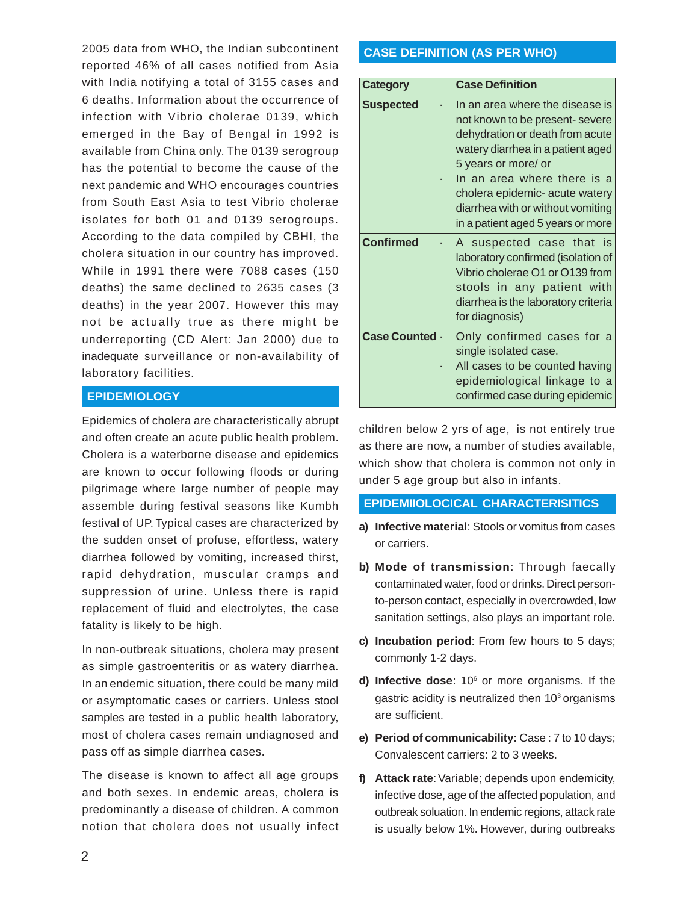2005 data from WHO, the Indian subcontinent reported 46% of all cases notified from Asia with India notifying a total of 3155 cases and 6 deaths. Information about the occurrence of infection with Vibrio cholerae 0139, which emerged in the Bay of Bengal in 1992 is available from China only. The 0139 serogroup has the potential to become the cause of the next pandemic and WHO encourages countries from South East Asia to test Vibrio cholerae isolates for both 01 and 0139 serogroups. According to the data compiled by CBHI, the cholera situation in our country has improved. While in 1991 there were 7088 cases (150 deaths) the same declined to 2635 cases (3 deaths) in the year 2007. However this may not be actually true as there might be underreporting (CD Alert: Jan 2000) due to inadequate surveillance or non-availability of laboratory facilities.

## EPIDEMIOLOGY

Epidemics of cholera are characteristically abrupt and often create an acute public health problem. Cholera is a waterborne disease and epidemics are known to occur following floods or during pilgrimage where large number of people may assemble during festival seasons like Kumbh festival of UP. Typical cases are characterized by the sudden onset of profuse, effortless, watery diarrhea followed by vomiting, increased thirst, rapid dehydration, muscular cramps and suppression of urine. Unless there is rapid replacement of fluid and electrolytes, the case fatality is likely to be high.

In non-outbreak situations, cholera may present as simple gastroenteritis or as watery diarrhea. In an endemic situation, there could be many mild or asymptomatic cases or carriers. Unless stool samples are tested in a public health laboratory, most of cholera cases remain undiagnosed and pass off as simple diarrhea cases.

The disease is known to affect all age groups and both sexes. In endemic areas, cholera is predominantly a disease of children. A common notion that cholera does not usually infect children below 2 yrs of age, is not entirely true as there are now, a number of studies available, which show that cholera is common not only in under 5 age group but also in infants.

## CASE DEFINITION (AS PER WHO)

| Category | Case Definition |
|---|---|
| **Suspected** | · In an area where the disease is not known to be present- severe dehydration or death from acute watery diarrhea in a patient aged 5 years or more/ or<br>· In an area where there is a cholera epidemic- acute watery diarrhea with or without vomiting in a patient aged 5 years or more |
| **Confirmed** | · A suspected case that is laboratory confirmed (isolation of Vibrio cholerae O1 or O139 from stools in any patient with diarrhea is the laboratory criteria for diagnosis) |
| **Case Counted** | · Only confirmed cases for a single isolated case.<br>· All cases to be counted having epidemiological linkage to a confirmed case during epidemic |

## EPIDEMIIOLOCICAL CHARACTERISITICS

a) **Infective material**: Stools or vomitus from cases or carriers.

b) **Mode of transmission**: Through faecally contaminated water, food or drinks. Direct person-to-person contact, especially in overcrowded, low sanitation settings, also plays an important role.

c) **Incubation period**: From few hours to 5 days; commonly 1-2 days.

d) **Infective dose**: $10^6$ or more organisms. If the gastric acidity is neutralized then $10^3$ organisms are sufficient.

e) **Period of communicability:** Case : 7 to 10 days; Convalescent carriers: 2 to 3 weeks.

f) **Attack rate**: Variable; depends upon endemicity, infective dose, age of the affected population, and outbreak soluation. In endemic regions, attack rate is usually below 1%. However, during outbreaks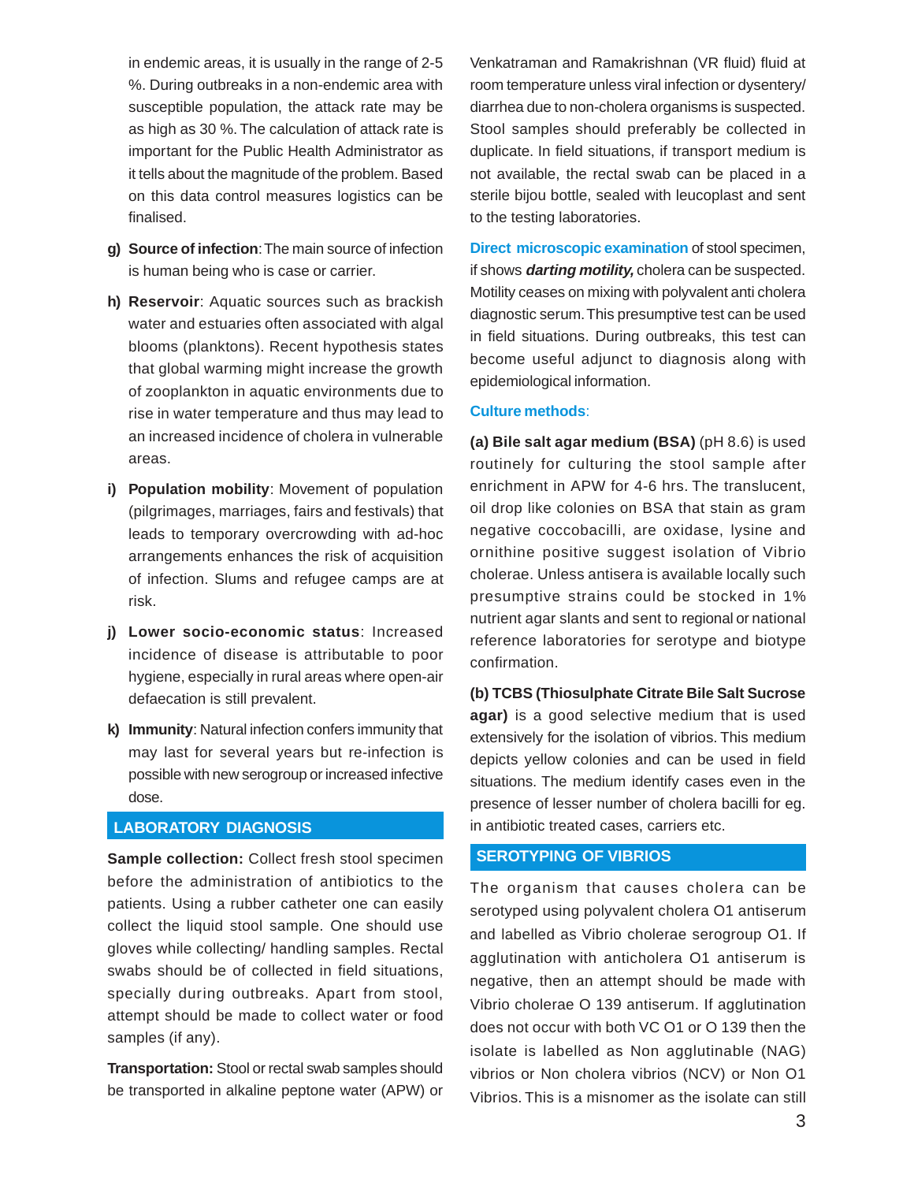in endemic areas, it is usually in the range of 2-5 %. During outbreaks in a non-endemic area with susceptible population, the attack rate may be as high as 30 %. The calculation of attack rate is important for the Public Health Administrator as it tells about the magnitude of the problem. Based on this data control measures logistics can be finalised.

g) **Source of infection**: The main source of infection is human being who is case or carrier.

h) **Reservoir**: Aquatic sources such as brackish water and estuaries often associated with algal blooms (planktons). Recent hypothesis states that global warming might increase the growth of zooplankton in aquatic environments due to rise in water temperature and thus may lead to an increased incidence of cholera in vulnerable areas.

i) **Population mobility**: Movement of population (pilgrimages, marriages, fairs and festivals) that leads to temporary overcrowding with ad-hoc arrangements enhances the risk of acquisition of infection. Slums and refugee camps are at risk.

j) **Lower socio-economic status**: Increased incidence of disease is attributable to poor hygiene, especially in rural areas where open-air defaecation is still prevalent.

k) **Immunity**: Natural infection confers immunity that may last for several years but re-infection is possible with new serogroup or increased infective dose.

## LABORATORY DIAGNOSIS

**Sample collection:** Collect fresh stool specimen before the administration of antibiotics to the patients. Using a rubber catheter one can easily collect the liquid stool sample. One should use gloves while collecting/ handling samples. Rectal swabs should be of collected in field situations, specially during outbreaks. Apart from stool, attempt should be made to collect water or food samples (if any).

**Transportation:** Stool or rectal swab samples should be transported in alkaline peptone water (APW) or Venkatraman and Ramakrishnan (VR fluid) fluid at room temperature unless viral infection or dysentery/ diarrhea due to non-cholera organisms is suspected. Stool samples should preferably be collected in duplicate. In field situations, if transport medium is not available, the rectal swab can be placed in a sterile bijou bottle, sealed with leucoplast and sent to the testing laboratories.

**Direct microscopic examination** of stool specimen, if shows ***darting motility,*** cholera can be suspected. Motility ceases on mixing with polyvalent anti cholera diagnostic serum. This presumptive test can be used in field situations. During outbreaks, this test can become useful adjunct to diagnosis along with epidemiological information.

**Culture methods**:

**(a) Bile salt agar medium (BSA)** (pH 8.6) is used routinely for culturing the stool sample after enrichment in APW for 4-6 hrs. The translucent, oil drop like colonies on BSA that stain as gram negative coccobacilli, are oxidase, lysine and ornithine positive suggest isolation of Vibrio cholerae. Unless antisera is available locally such presumptive strains could be stocked in 1% nutrient agar slants and sent to regional or national reference laboratories for serotype and biotype confirmation.

**(b) TCBS (Thiosulphate Citrate Bile Salt Sucrose agar)** is a good selective medium that is used extensively for the isolation of vibrios. This medium depicts yellow colonies and can be used in field situations. The medium identify cases even in the presence of lesser number of cholera bacilli for eg. in antibiotic treated cases, carriers etc.

## SEROTYPING OF VIBRIOS

The organism that causes cholera can be serotyped using polyvalent cholera O1 antiserum and labelled as Vibrio cholerae serogroup O1. If agglutination with anticholera O1 antiserum is negative, then an attempt should be made with Vibrio cholerae O 139 antiserum. If agglutination does not occur with both VC O1 or O 139 then the isolate is labelled as Non agglutinable (NAG) vibrios or Non cholera vibrios (NCV) or Non O1 Vibrios. This is a misnomer as the isolate can still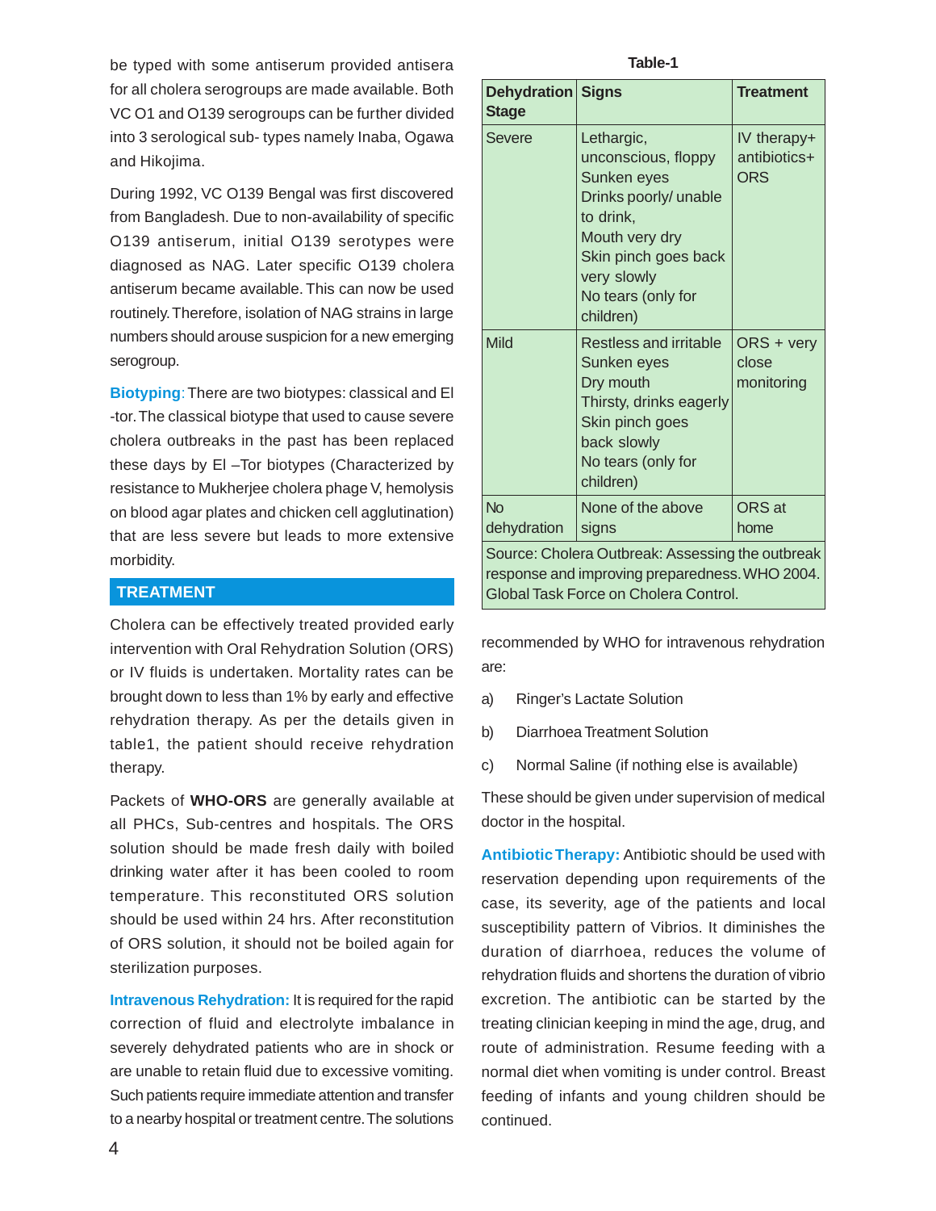be typed with some antiserum provided antisera for all cholera serogroups are made available. Both VC O1 and O139 serogroups can be further divided into 3 serological sub- types namely Inaba, Ogawa and Hikojima.

During 1992, VC O139 Bengal was first discovered from Bangladesh. Due to non-availability of specific O139 antiserum, initial O139 serotypes were diagnosed as NAG. Later specific O139 cholera antiserum became available. This can now be used routinely. Therefore, isolation of NAG strains in large numbers should arouse suspicion for a new emerging serogroup.

**Biotyping**: There are two biotypes: classical and El -tor. The classical biotype that used to cause severe cholera outbreaks in the past has been replaced these days by El –Tor biotypes (Characterized by resistance to Mukherjee cholera phage V, hemolysis on blood agar plates and chicken cell agglutination) that are less severe but leads to more extensive morbidity.

## TREATMENT

Cholera can be effectively treated provided early intervention with Oral Rehydration Solution (ORS) or IV fluids is undertaken. Mortality rates can be brought down to less than 1% by early and effective rehydration therapy. As per the details given in table1, the patient should receive rehydration therapy.

Packets of **WHO-ORS** are generally available at all PHCs, Sub-centres and hospitals. The ORS solution should be made fresh daily with boiled drinking water after it has been cooled to room temperature. This reconstituted ORS solution should be used within 24 hrs. After reconstitution of ORS solution, it should not be boiled again for sterilization purposes.

**Intravenous Rehydration:** It is required for the rapid correction of fluid and electrolyte imbalance in severely dehydrated patients who are in shock or are unable to retain fluid due to excessive vomiting. Such patients require immediate attention and transfer to a nearby hospital or treatment centre. The solutions recommended by WHO for intravenous rehydration are:

a) Ringer's Lactate Solution

b) Diarrhoea Treatment Solution

c) Normal Saline (if nothing else is available)

These should be given under supervision of medical doctor in the hospital.

**Table-1**

| Dehydration Stage | Signs | Treatment |
|---|---|---|
| Severe | Lethargic, unconscious, floppy<br>Sunken eyes<br>Drinks poorly/ unable to drink,<br>Mouth very dry<br>Skin pinch goes back very slowly<br>No tears (only for children) | IV therapy+ antibiotics+ ORS |
| Mild | Restless and irritable<br>Sunken eyes<br>Dry mouth<br>Thirsty, drinks eagerly<br>Skin pinch goes back slowly<br>No tears (only for children) | ORS + very close monitoring |
| No dehydration | None of the above signs | ORS at home |

Source: Cholera Outbreak: Assessing the outbreak response and improving preparedness. WHO 2004. Global Task Force on Cholera Control.

**Antibiotic Therapy:** Antibiotic should be used with reservation depending upon requirements of the case, its severity, age of the patients and local susceptibility pattern of Vibrios. It diminishes the duration of diarrhoea, reduces the volume of rehydration fluids and shortens the duration of vibrio excretion. The antibiotic can be started by the treating clinician keeping in mind the age, drug, and route of administration. Resume feeding with a normal diet when vomiting is under control. Breast feeding of infants and young children should be continued.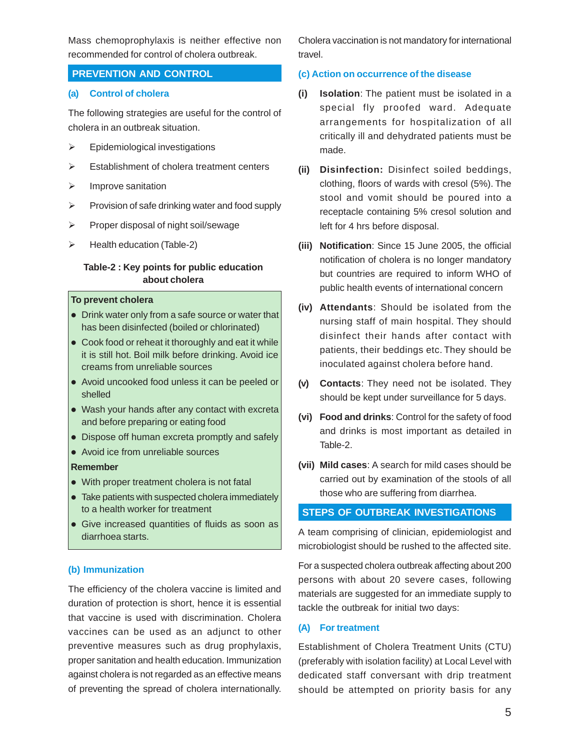Mass chemoprophylaxis is neither effective non recommended for control of cholera outbreak.

## PREVENTION AND CONTROL

### (a) Control of cholera

The following strategies are useful for the control of cholera in an outbreak situation.

- Epidemiological investigations
- Establishment of cholera treatment centers
- Improve sanitation
- Provision of safe drinking water and food supply
- Proper disposal of night soil/sewage
- Health education (Table-2)

**Table-2 : Key points for public education about cholera**

**To prevent cholera**

- Drink water only from a safe source or water that has been disinfected (boiled or chlorinated)
- Cook food or reheat it thoroughly and eat it while it is still hot. Boil milk before drinking. Avoid ice creams from unreliable sources
- Avoid uncooked food unless it can be peeled or shelled
- Wash your hands after any contact with excreta and before preparing or eating food
- Dispose off human excreta promptly and safely
- Avoid ice from unreliable sources

**Remember**

- With proper treatment cholera is not fatal
- Take patients with suspected cholera immediately to a health worker for treatment
- Give increased quantities of fluids as soon as diarrhoea starts.

### (b) Immunization

The efficiency of the cholera vaccine is limited and duration of protection is short, hence it is essential that vaccine is used with discrimination. Cholera vaccines can be used as an adjunct to other preventive measures such as drug prophylaxis, proper sanitation and health education. Immunization against cholera is not regarded as an effective means of preventing the spread of cholera internationally. Cholera vaccination is not mandatory for international travel.

### (c) Action on occurrence of the disease

(i) **Isolation**: The patient must be isolated in a special fly proofed ward. Adequate arrangements for hospitalization of all critically ill and dehydrated patients must be made.

(ii) **Disinfection:** Disinfect soiled beddings, clothing, floors of wards with cresol (5%). The stool and vomit should be poured into a receptacle containing 5% cresol solution and left for 4 hrs before disposal.

(iii) **Notification**: Since 15 June 2005, the official notification of cholera is no longer mandatory but countries are required to inform WHO of public health events of international concern

(iv) **Attendants**: Should be isolated from the nursing staff of main hospital. They should disinfect their hands after contact with patients, their beddings etc. They should be inoculated against cholera before hand.

(v) **Contacts**: They need not be isolated. They should be kept under surveillance for 5 days.

(vi) **Food and drinks**: Control for the safety of food and drinks is most important as detailed in Table-2.

(vii) **Mild cases**: A search for mild cases should be carried out by examination of the stools of all those who are suffering from diarrhea.

## STEPS OF OUTBREAK INVESTIGATIONS

A team comprising of clinician, epidemiologist and microbiologist should be rushed to the affected site.

For a suspected cholera outbreak affecting about 200 persons with about 20 severe cases, following materials are suggested for an immediate supply to tackle the outbreak for initial two days:

### (A) For treatment

Establishment of Cholera Treatment Units (CTU) (preferably with isolation facility) at Local Level with dedicated staff conversant with drip treatment should be attempted on priority basis for any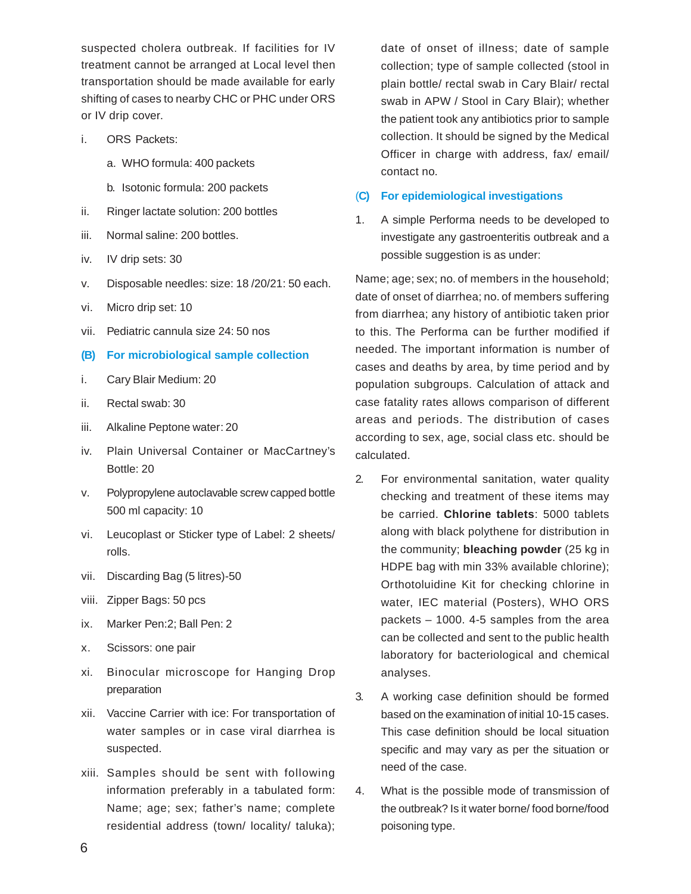suspected cholera outbreak. If facilities for IV treatment cannot be arranged at Local level then transportation should be made available for early shifting of cases to nearby CHC or PHC under ORS or IV drip cover.

i. ORS Packets:

   a. WHO formula: 400 packets

   b. Isotonic formula: 200 packets

ii. Ringer lactate solution: 200 bottles

iii. Normal saline: 200 bottles.

iv. IV drip sets: 30

v. Disposable needles: size: 18 /20/21: 50 each.

vi. Micro drip set: 10

vii. Pediatric cannula size 24: 50 nos

### (B) For microbiological sample collection

i. Cary Blair Medium: 20

ii. Rectal swab: 30

iii. Alkaline Peptone water: 20

iv. Plain Universal Container or MacCartney's Bottle: 20

v. Polypropylene autoclavable screw capped bottle 500 ml capacity: 10

vi. Leucoplast or Sticker type of Label: 2 sheets/ rolls.

vii. Discarding Bag (5 litres)-50

viii. Zipper Bags: 50 pcs

ix. Marker Pen:2; Ball Pen: 2

x. Scissors: one pair

xi. Binocular microscope for Hanging Drop preparation

xii. Vaccine Carrier with ice: For transportation of water samples or in case viral diarrhea is suspected.

xiii. Samples should be sent with following information preferably in a tabulated form: Name; age; sex; father's name; complete residential address (town/ locality/ taluka); date of onset of illness; date of sample collection; type of sample collected (stool in plain bottle/ rectal swab in Cary Blair/ rectal swab in APW / Stool in Cary Blair); whether the patient took any antibiotics prior to sample collection. It should be signed by the Medical Officer in charge with address, fax/ email/ contact no.

### (C) For epidemiological investigations

1. A simple Performa needs to be developed to investigate any gastroenteritis outbreak and a possible suggestion is as under:

Name; age; sex; no. of members in the household; date of onset of diarrhea; no. of members suffering from diarrhea; any history of antibiotic taken prior to this. The Performa can be further modified if needed. The important information is number of cases and deaths by area, by time period and by population subgroups. Calculation of attack and case fatality rates allows comparison of different areas and periods. The distribution of cases according to sex, age, social class etc. should be calculated.

2. For environmental sanitation, water quality checking and treatment of these items may be carried. **Chlorine tablets**: 5000 tablets along with black polythene for distribution in the community; **bleaching powder** (25 kg in HDPE bag with min 33% available chlorine); Orthotoluidine Kit for checking chlorine in water, IEC material (Posters), WHO ORS packets – 1000. 4-5 samples from the area can be collected and sent to the public health laboratory for bacteriological and chemical analyses.

3. A working case definition should be formed based on the examination of initial 10-15 cases. This case definition should be local situation specific and may vary as per the situation or need of the case.

4. What is the possible mode of transmission of the outbreak? Is it water borne/ food borne/food poisoning type.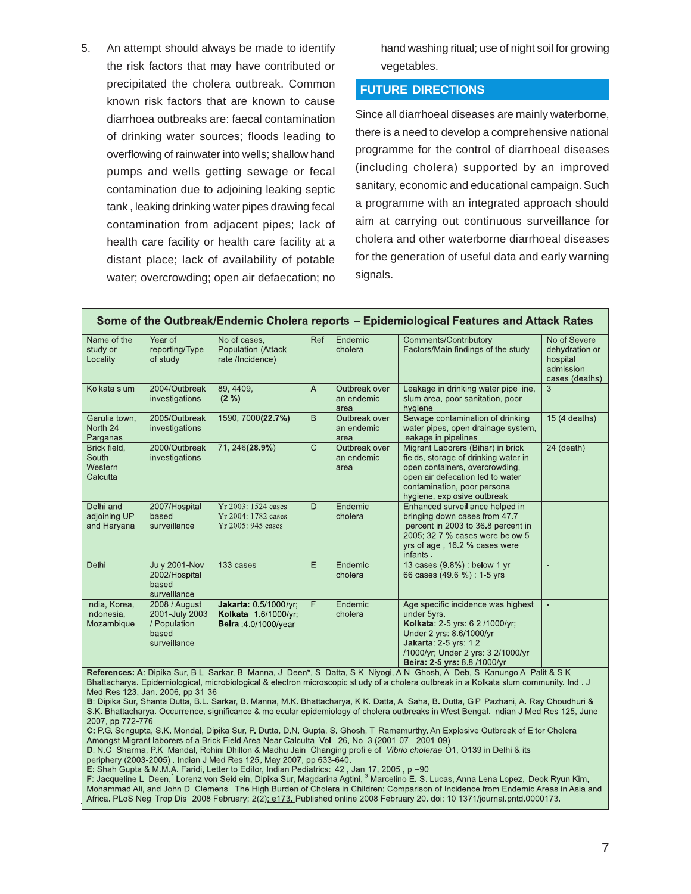5. An attempt should always be made to identify the risk factors that may have contributed or precipitated the cholera outbreak. Common known risk factors that are known to cause diarrhoea outbreaks are: faecal contamination of drinking water sources; floods leading to overflowing of rainwater into wells; shallow hand pumps and wells getting sewage or fecal contamination due to adjoining leaking septic tank , leaking drinking water pipes drawing fecal contamination from adjacent pipes; lack of health care facility or health care facility at a distant place; lack of availability of potable water; overcrowding; open air defaecation; no hand washing ritual; use of night soil for growing vegetables.

## FUTURE DIRECTIONS

Since all diarrhoeal diseases are mainly waterborne, there is a need to develop a comprehensive national programme for the control of diarrhoeal diseases (including cholera) supported by an improved sanitary, economic and educational campaign. Such a programme with an integrated approach should aim at carrying out continuous surveillance for cholera and other waterborne diarrhoeal diseases for the generation of useful data and early warning signals.

**Some of the Outbreak/Endemic Cholera reports – Epidemiological Features and Attack Rates**

| Name of the study or Locality | Year of reporting/Type of study | No of cases, Population (Attack rate /Incidence) | Ref | Endemic cholera | Comments/Contributory Factors/Main findings of the study | No of Severe dehydration or hospital admission cases (deaths) |
|---|---|---|---|---|---|---|
| Kolkata slum | 2004/Outbreak investigations | 89, 4409, **(2 %)** | A | Outbreak over an endemic area | Leakage in drinking water pipe line, slum area, poor sanitation, poor hygiene | 3 |
| Garulia town, North 24 Parganas | 2005/Outbreak investigations | 1590, 7000**(22.7%)** | B | Outbreak over an endemic area | Sewage contamination of drinking water pipes, open drainage system, leakage in pipelines | 15 (4 deaths) |
| Brick field, South Western Calcutta | 2000/Outbreak investigations | 71, 246**(28.9%)** | C | Outbreak over an endemic area | Migrant Laborers (Bihar) in brick fields, storage of drinking water in open containers, overcrowding, open air defecation led to water contamination, poor personal hygiene, explosive outbreak | 24 (death) |
| Delhi and adjoining UP and Haryana | 2007/Hospital based surveillance | Yr 2003: 1524 cases<br>Yr 2004: 1782 cases<br>Yr 2005: 945 cases | D | Endemic cholera | Enhanced surveillance helped in bringing down cases from 47.7 percent in 2003 to 36.8 percent in 2005; 32.7 % cases were below 5 yrs of age , 16.2 % cases were infants . | - |
| Delhi | July 2001-Nov 2002/Hospital based surveillance | 133 cases | E | Endemic cholera | 13 cases (9.8%) : below 1 yr<br>66 cases (49.6 %) : 1-5 yrs | - |
| India, Korea, Indonesia, Mozambique | 2008 / August 2001-July 2003 / Population based surveillance | **Jakarta**: 0.5/1000/yr;<br>**Kolkata** 1.6/1000/yr;<br>**Beira** :4.0/1000/year | F | Endemic cholera | Age specific incidence was highest under 5yrs.<br>**Kolkata**: 2-5 yrs: 6.2 /1000/yr; Under 2 yrs: 8.6/1000/yr<br>**Jakarta**: 2-5 yrs: 1.2 /1000/yr; Under 2 yrs: 3.2/1000/yr<br>**Beira: 2-5 yrs:** 8.8 /1000/yr | - |

**References: A**: Dipika Sur, B.L. Sarkar, B. Manna, J. Deen*, S. Datta, S.K. Niyogi, A.N. Ghosh, A. Deb, S. Kanungo A. Palit & S.K. Bhattacharya. Epidemiological, microbiological & electron microscopic st udy of a cholera outbreak in a Kolkata slum community. Ind . J Med Res 123, Jan. 2006, pp 31-36

**B**: Dipika Sur, Shanta Dutta, B.L. Sarkar, B. Manna, M.K. Bhattacharya, K.K. Datta, A. Saha, B. Dutta, G.P. Pazhani, A. Ray Choudhuri & S.K. Bhattacharya. Occurrence, significance & molecular epidemiology of cholera outbreaks in West Bengal. Indian J Med Res 125, June 2007, pp 772-776

**C:** P.G. Sengupta, S.K. Mondal, Dipika Sur, P. Dutta, D.N. Gupta, S. Ghosh, T. Ramamurthy. An Explosive Outbreak of Eltor Cholera Amongst Migrant laborers of a Brick Field Area Near Calcutta. Vol. 26, No. 3 (2001-07 - 2001-09)

**D**: N.C. Sharma, P.K. Mandal, Rohini Dhillon & Madhu Jain. Changing profile of *Vibrio cholerae* O1, O139 in Delhi & its periphery (2003-2005) . Indian J Med Res 125, May 2007, pp 633-640.

**E**: Shah Gupta & M.M.A. Faridi, Letter to Editor, Indian Pediatrics: 42 , Jan 17, 2005 , p –90 .

**F**: Jacqueline L. Deen,' Lorenz von Seidlein, Dipika Sur, Magdarina Agtini, [3] Marcelino E. S. Lucas, Anna Lena Lopez, Deok Ryun Kim, Mohammad Ali, and John D. Clemens . The High Burden of Cholera in Children: Comparison of Incidence from Endemic Areas in Asia and Africa. PLoS Negl Trop Dis. 2008 February; 2(2): e173. Published online 2008 February 20. doi: 10.1371/journal.pntd.0000173.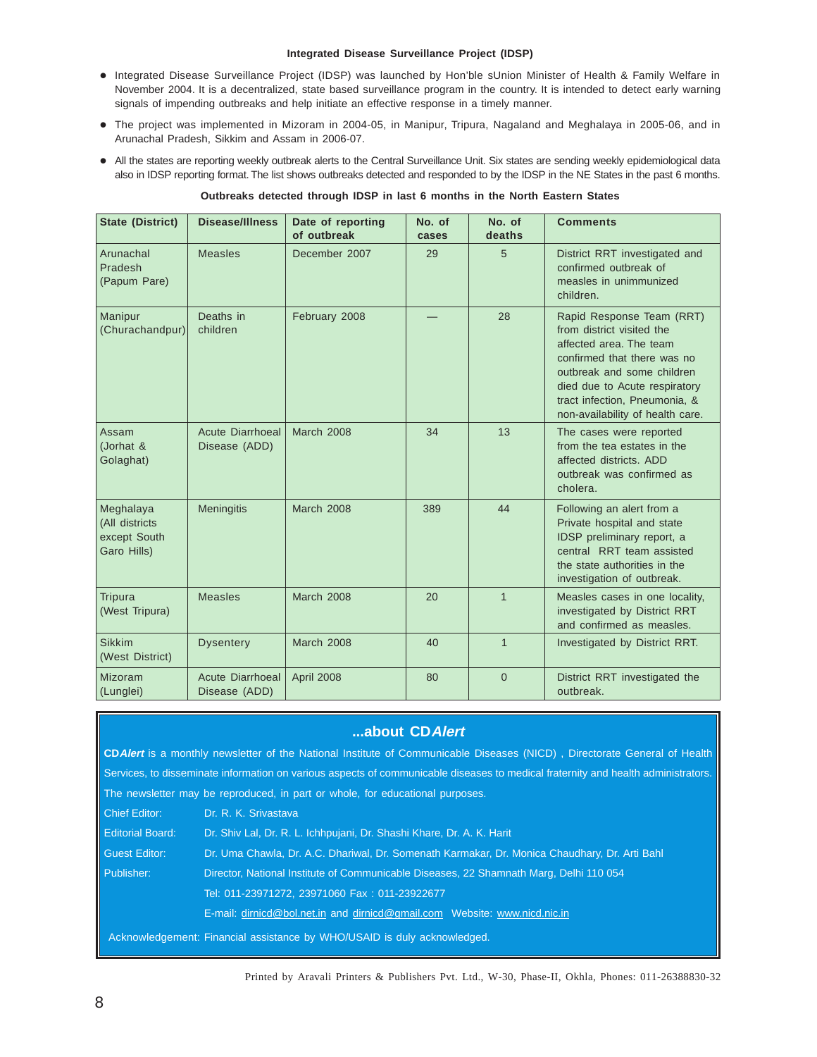### Integrated Disease Surveillance Project (IDSP)

- Integrated Disease Surveillance Project (IDSP) was launched by Hon'ble sUnion Minister of Health & Family Welfare in November 2004. It is a decentralized, state based surveillance program in the country. It is intended to detect early warning signals of impending outbreaks and help initiate an effective response in a timely manner.
- The project was implemented in Mizoram in 2004-05, in Manipur, Tripura, Nagaland and Meghalaya in 2005-06, and in Arunachal Pradesh, Sikkim and Assam in 2006-07.
- All the states are reporting weekly outbreak alerts to the Central Surveillance Unit. Six states are sending weekly epidemiological data also in IDSP reporting format. The list shows outbreaks detected and responded to by the IDSP in the NE States in the past 6 months.

**Outbreaks detected through IDSP in last 6 months in the North Eastern States**

| State (District) | Disease/Illness | Date of reporting of outbreak | No. of cases | No. of deaths | Comments |
|---|---|---|---|---|---|
| Arunachal Pradesh (Papum Pare) | Measles | December 2007 | 29 | 5 | District RRT investigated and confirmed outbreak of measles in unimmunized children. |
| Manipur (Churachandpur) | Deaths in children | February 2008 | — | 28 | Rapid Response Team (RRT) from district visited the affected area. The team confirmed that there was no outbreak and some children died due to Acute respiratory tract infection, Pneumonia, & non-availability of health care. |
| Assam (Jorhat & Golaghat) | Acute Diarrhoeal Disease (ADD) | March 2008 | 34 | 13 | The cases were reported from the tea estates in the affected districts. ADD outbreak was confirmed as cholera. |
| Meghalaya (All districts except South Garo Hills) | Meningitis | March 2008 | 389 | 44 | Following an alert from a Private hospital and state IDSP preliminary report, a central RRT team assisted the state authorities in the investigation of outbreak. |
| Tripura (West Tripura) | Measles | March 2008 | 20 | 1 | Measles cases in one locality, investigated by District RRT and confirmed as measles. |
| Sikkim (West District) | Dysentery | March 2008 | 40 | 1 | Investigated by District RRT. |
| Mizoram (Lunglei) | Acute Diarrhoeal Disease (ADD) | April 2008 | 80 | 0 | District RRT investigated the outbreak. |

## ...about CD*Alert*

**CD*Alert*** is a monthly newsletter of the National Institute of Communicable Diseases (NICD) , Directorate General of Health Services, to disseminate information on various aspects of communicable diseases to medical fraternity and health administrators. The newsletter may be reproduced, in part or whole, for educational purposes.

Chief Editor: Dr. R. K. Srivastava

Editorial Board: Dr. Shiv Lal, Dr. R. L. Ichhpujani, Dr. Shashi Khare, Dr. A. K. Harit

Guest Editor: Dr. Uma Chawla, Dr. A.C. Dhariwal, Dr. Somenath Karmakar, Dr. Monica Chaudhary, Dr. Arti Bahl

Publisher: Director, National Institute of Communicable Diseases, 22 Shamnath Marg, Delhi 110 054

Tel: 011-23971272, 23971060 Fax : 011-23922677

E-mail: dirnicd@bol.net.in and dirnicd@gmail.com Website: www.nicd.nic.in

Acknowledgement: Financial assistance by WHO/USAID is duly acknowledged.

Printed by Aravali Printers & Publishers Pvt. Ltd., W-30, Phase-II, Okhla, Phones: 011-26388830-32